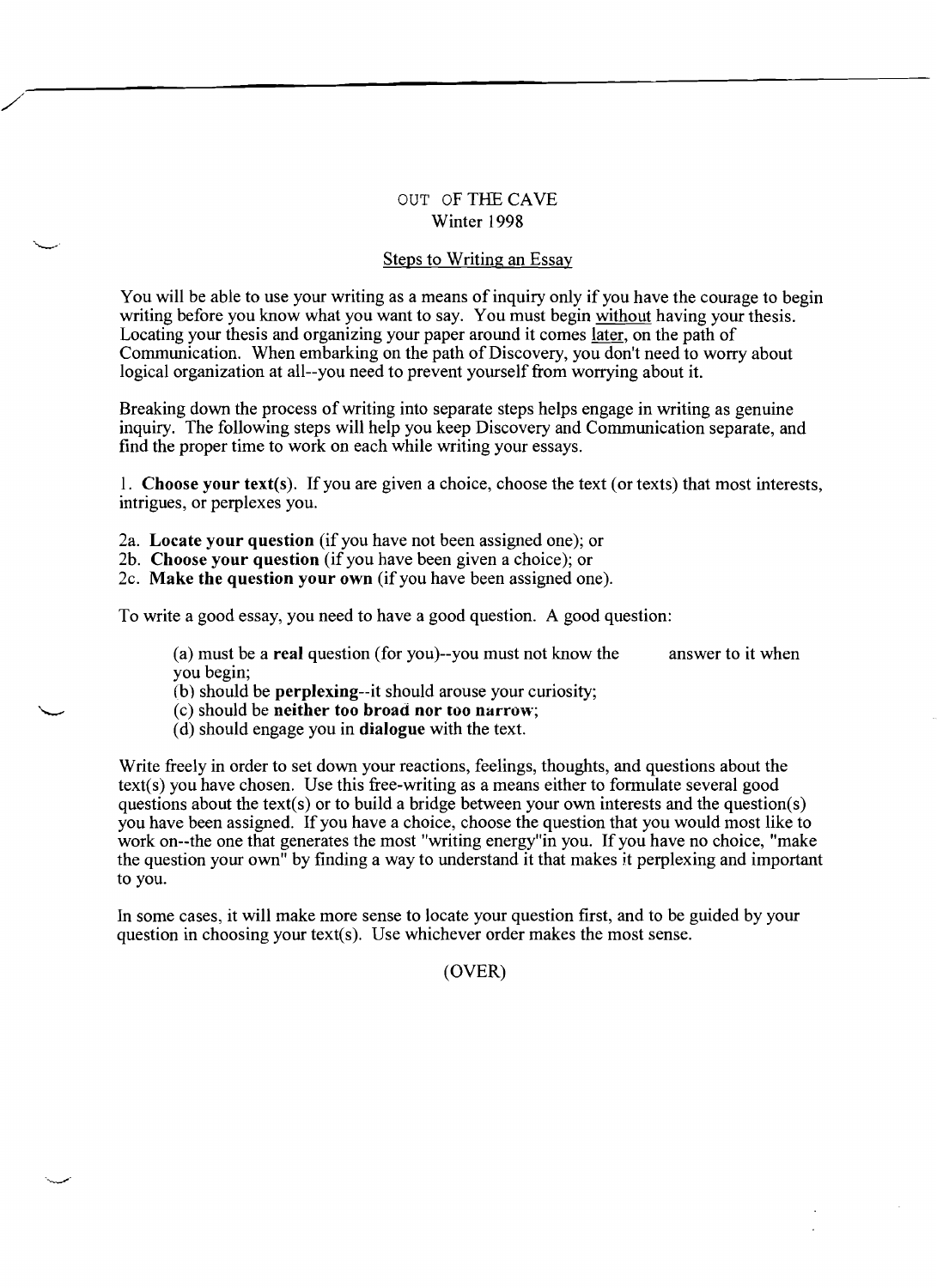# OUT OF THE CAVE
## Winter 1998

### Steps to Writing an Essay

You will be able to use your writing as a means of inquiry only if you have the courage to begin writing before you know what you want to say. You must begin without having your thesis. Locating your thesis and organizing your paper around it comes later, on the path of Communication. When embarking on the path of Discovery, you don't need to worry about logical organization at all--you need to prevent yourself from worrying about it.

Breaking down the process of writing into separate steps helps engage in writing as genuine inquiry. The following steps will help you keep Discovery and Communication separate, and find the proper time to work on each while writing your essays.

1. **Choose your text(s)**. If you are given a choice, choose the text (or texts) that most interests, intrigues, or perplexes you.

2a. **Locate your question** (if you have not been assigned one); or
2b. **Choose your question** (if you have been given a choice); or
2c. **Make the question your own** (if you have been assigned one).

To write a good essay, you need to have a good question. A good question:

> (a) must be a **real** question (for you)--you must not know the answer to it when you begin;
> (b) should be **perplexing**--it should arouse your curiosity;
> (c) should be **neither too broad nor too narrow**;
> (d) should engage you in **dialogue** with the text.

Write freely in order to set down your reactions, feelings, thoughts, and questions about the text(s) you have chosen. Use this free-writing as a means either to formulate several good questions about the text(s) or to build a bridge between your own interests and the question(s) you have been assigned. If you have a choice, choose the question that you would most like to work on--the one that generates the most "writing energy"in you. If you have no choice, "make the question your own" by finding a way to understand it that makes it perplexing and important to you.

In some cases, it will make more sense to locate your question first, and to be guided by your question in choosing your text(s). Use whichever order makes the most sense.

(OVER)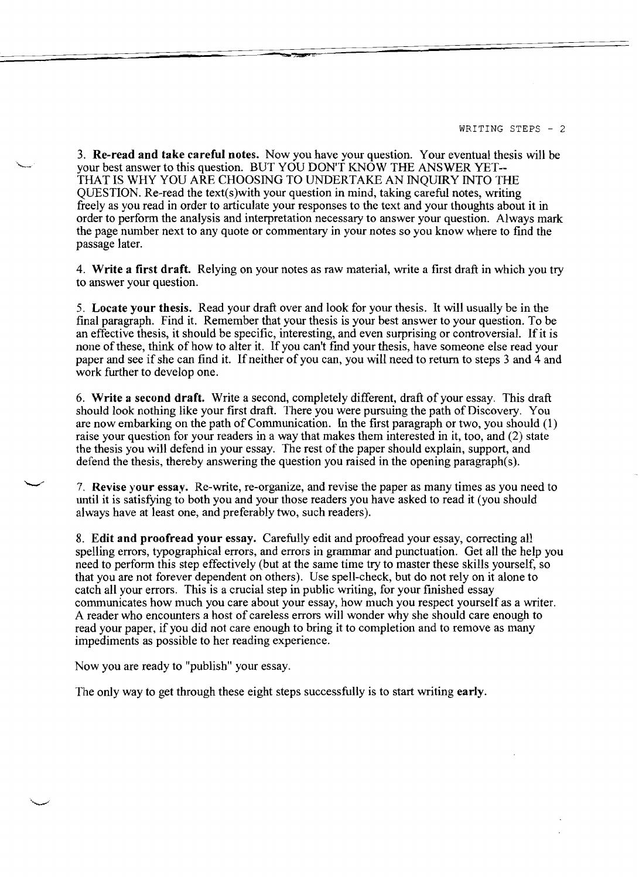3. **Re-read and take careful notes.** Now you have your question. Your eventual thesis will be your best answer to this question. BUT YOU DON'T KNOW THE ANSWER YET-- THAT IS WHY YOU ARE CHOOSING TO UNDERTAKE AN INQUIRY INTO THE QUESTION. Re-read the text(s)with your question in mind, taking careful notes, writing freely as you read in order to articulate your responses to the text and your thoughts about it in order to perform the analysis and interpretation necessary to answer your question. Always mark the page number next to any quote or commentary in your notes so you know where to find the passage later.

4. **Write a first draft.** Relying on your notes as raw material, write a first draft in which you try to answer your question.

5. **Locate your thesis.** Read your draft over and look for your thesis. It will usually be in the final paragraph. Find it. Remember that your thesis is your best answer to your question. To be an effective thesis, it should be specific, interesting, and even surprising or controversial. If it is none of these, think of how to alter it. If you can't find your thesis, have someone else read your paper and see if she can find it. If neither of you can, you will need to return to steps 3 and 4 and work further to develop one.

6. **Write a second draft.** Write a second, completely different, draft of your essay. This draft should look nothing like your first draft. There you were pursuing the path of Discovery. You are now embarking on the path of Communication. In the first paragraph or two, you should (1) raise your question for your readers in a way that makes them interested in it, too, and (2) state the thesis you will defend in your essay. The rest of the paper should explain, support, and defend the thesis, thereby answering the question you raised in the opening paragraph(s).

7. **Revise your essay.** Re-write, re-organize, and revise the paper as many times as you need to until it is satisfying to both you and your those readers you have asked to read it (you should always have at least one, and preferably two, such readers).

8. **Edit and proofread your essay.** Carefully edit and proofread your essay, correcting all spelling errors, typographical errors, and errors in grammar and punctuation. Get all the help you need to perform this step effectively (but at the same time try to master these skills yourself, so that you are not forever dependent on others). Use spell-check, but do not rely on it alone to catch all your errors. This is a crucial step in public writing, for your finished essay communicates how much you care about your essay, how much you respect yourself as a writer. A reader who encounters a host of careless errors will wonder why she should care enough to read your paper, if you did not care enough to bring it to completion and to remove as many impediments as possible to her reading experience.

Now you are ready to "publish" your essay.

The only way to get through these eight steps successfully is to start writing **early**.